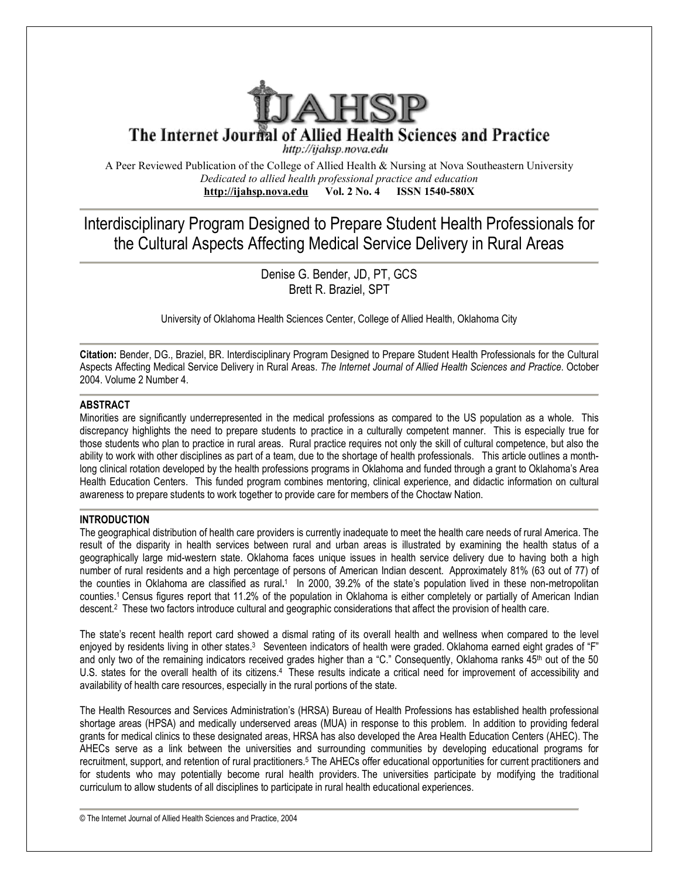# IJAHSP

## The Internet Journal of Allied Health Sciences and Practice

http://ijahsp.nova.edu

A Peer Reviewed Publication of the College of Allied Health & Nursing at Nova Southeastern University

*Dedicated to allied health professional practice and education*

**http://ijahsp.nova.edu Vol. 2 No. 4 ISSN 1540-580X**

# Interdisciplinary Program Designed to Prepare Student Health Professionals for the Cultural Aspects Affecting Medical Service Delivery in Rural Areas

Denise G. Bender, JD, PT, GCS
Brett R. Braziel, SPT

University of Oklahoma Health Sciences Center, College of Allied Health, Oklahoma City

**Citation:** Bender, DG., Braziel, BR. Interdisciplinary Program Designed to Prepare Student Health Professionals for the Cultural Aspects Affecting Medical Service Delivery in Rural Areas. *The Internet Journal of Allied Health Sciences and Practice*. October 2004. Volume 2 Number 4.

## ABSTRACT

Minorities are significantly underrepresented in the medical professions as compared to the US population as a whole. This discrepancy highlights the need to prepare students to practice in a culturally competent manner. This is especially true for those students who plan to practice in rural areas. Rural practice requires not only the skill of cultural competence, but also the ability to work with other disciplines as part of a team, due to the shortage of health professionals. This article outlines a month-long clinical rotation developed by the health professions programs in Oklahoma and funded through a grant to Oklahoma's Area Health Education Centers. This funded program combines mentoring, clinical experience, and didactic information on cultural awareness to prepare students to work together to provide care for members of the Choctaw Nation.

## INTRODUCTION

The geographical distribution of health care providers is currently inadequate to meet the health care needs of rural America. The result of the disparity in health services between rural and urban areas is illustrated by examining the health status of a geographically large mid-western state. Oklahoma faces unique issues in health service delivery due to having both a high number of rural residents and a high percentage of persons of American Indian descent. Approximately 81% (63 out of 77) of the counties in Oklahoma are classified as rural.[1] In 2000, 39.2% of the state's population lived in these non-metropolitan counties.[1] Census figures report that 11.2% of the population in Oklahoma is either completely or partially of American Indian descent.[2] These two factors introduce cultural and geographic considerations that affect the provision of health care.

The state's recent health report card showed a dismal rating of its overall health and wellness when compared to the level enjoyed by residents living in other states.[3] Seventeen indicators of health were graded. Oklahoma earned eight grades of "F" and only two of the remaining indicators received grades higher than a "C." Consequently, Oklahoma ranks 45th out of the 50 U.S. states for the overall health of its citizens.[4] These results indicate a critical need for improvement of accessibility and availability of health care resources, especially in the rural portions of the state.

The Health Resources and Services Administration's (HRSA) Bureau of Health Professions has established health professional shortage areas (HPSA) and medically underserved areas (MUA) in response to this problem. In addition to providing federal grants for medical clinics to these designated areas, HRSA has also developed the Area Health Education Centers (AHEC). The AHECs serve as a link between the universities and surrounding communities by developing educational programs for recruitment, support, and retention of rural practitioners.[5] The AHECs offer educational opportunities for current practitioners and for students who may potentially become rural health providers. The universities participate by modifying the traditional curriculum to allow students of all disciplines to participate in rural health educational experiences.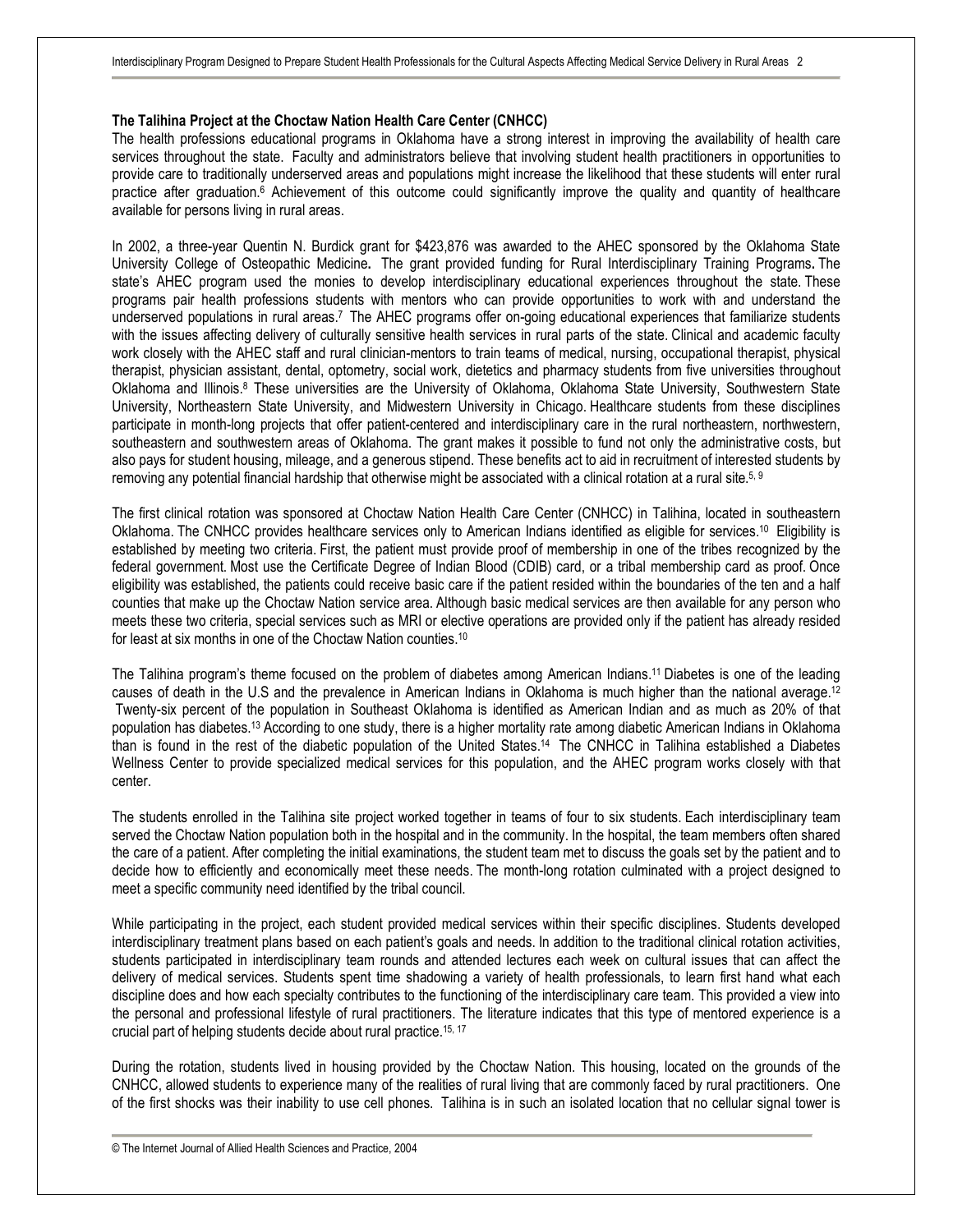**The Talihina Project at the Choctaw Nation Health Care Center (CNHCC)**

The health professions educational programs in Oklahoma have a strong interest in improving the availability of health care services throughout the state. Faculty and administrators believe that involving student health practitioners in opportunities to provide care to traditionally underserved areas and populations might increase the likelihood that these students will enter rural practice after graduation.[6] Achievement of this outcome could significantly improve the quality and quantity of healthcare available for persons living in rural areas.

In 2002, a three-year Quentin N. Burdick grant for $423,876 was awarded to the AHEC sponsored by the Oklahoma State University College of Osteopathic Medicine**.** The grant provided funding for Rural Interdisciplinary Training Programs**.** The state's AHEC program used the monies to develop interdisciplinary educational experiences throughout the state. These programs pair health professions students with mentors who can provide opportunities to work with and understand the underserved populations in rural areas.[7] The AHEC programs offer on-going educational experiences that familiarize students with the issues affecting delivery of culturally sensitive health services in rural parts of the state. Clinical and academic faculty work closely with the AHEC staff and rural clinician-mentors to train teams of medical, nursing, occupational therapist, physical therapist, physician assistant, dental, optometry, social work, dietetics and pharmacy students from five universities throughout Oklahoma and Illinois.[8] These universities are the University of Oklahoma, Oklahoma State University, Southwestern State University, Northeastern State University, and Midwestern University in Chicago. Healthcare students from these disciplines participate in month-long projects that offer patient-centered and interdisciplinary care in the rural northeastern, northwestern, southeastern and southwestern areas of Oklahoma. The grant makes it possible to fund not only the administrative costs, but also pays for student housing, mileage, and a generous stipend. These benefits act to aid in recruitment of interested students by removing any potential financial hardship that otherwise might be associated with a clinical rotation at a rural site.[5, 9]

The first clinical rotation was sponsored at Choctaw Nation Health Care Center (CNHCC) in Talihina, located in southeastern Oklahoma. The CNHCC provides healthcare services only to American Indians identified as eligible for services.[10] Eligibility is established by meeting two criteria. First, the patient must provide proof of membership in one of the tribes recognized by the federal government. Most use the Certificate Degree of Indian Blood (CDIB) card, or a tribal membership card as proof. Once eligibility was established, the patients could receive basic care if the patient resided within the boundaries of the ten and a half counties that make up the Choctaw Nation service area. Although basic medical services are then available for any person who meets these two criteria, special services such as MRI or elective operations are provided only if the patient has already resided for least at six months in one of the Choctaw Nation counties.[10]

The Talihina program's theme focused on the problem of diabetes among American Indians.[11] Diabetes is one of the leading causes of death in the U.S and the prevalence in American Indians in Oklahoma is much higher than the national average.[12] Twenty-six percent of the population in Southeast Oklahoma is identified as American Indian and as much as 20% of that population has diabetes.[13] According to one study, there is a higher mortality rate among diabetic American Indians in Oklahoma than is found in the rest of the diabetic population of the United States.[14] The CNHCC in Talihina established a Diabetes Wellness Center to provide specialized medical services for this population, and the AHEC program works closely with that center.

The students enrolled in the Talihina site project worked together in teams of four to six students. Each interdisciplinary team served the Choctaw Nation population both in the hospital and in the community. In the hospital, the team members often shared the care of a patient. After completing the initial examinations, the student team met to discuss the goals set by the patient and to decide how to efficiently and economically meet these needs. The month-long rotation culminated with a project designed to meet a specific community need identified by the tribal council.

While participating in the project, each student provided medical services within their specific disciplines. Students developed interdisciplinary treatment plans based on each patient's goals and needs. In addition to the traditional clinical rotation activities, students participated in interdisciplinary team rounds and attended lectures each week on cultural issues that can affect the delivery of medical services. Students spent time shadowing a variety of health professionals, to learn first hand what each discipline does and how each specialty contributes to the functioning of the interdisciplinary care team. This provided a view into the personal and professional lifestyle of rural practitioners. The literature indicates that this type of mentored experience is a crucial part of helping students decide about rural practice.[15, 17]

During the rotation, students lived in housing provided by the Choctaw Nation. This housing, located on the grounds of the CNHCC, allowed students to experience many of the realities of rural living that are commonly faced by rural practitioners. One of the first shocks was their inability to use cell phones. Talihina is in such an isolated location that no cellular signal tower is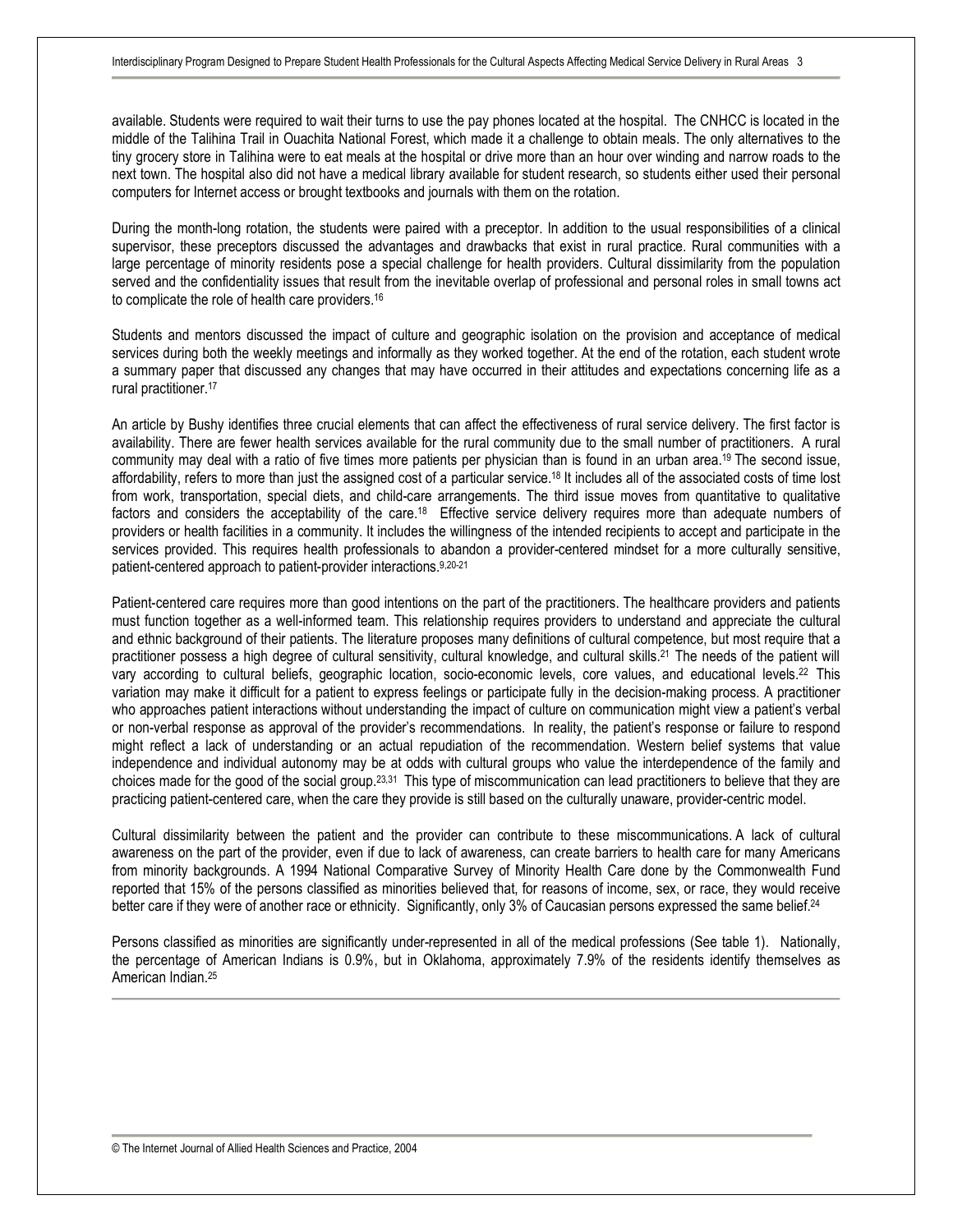available. Students were required to wait their turns to use the pay phones located at the hospital. The CNHCC is located in the middle of the Talihina Trail in Ouachita National Forest, which made it a challenge to obtain meals. The only alternatives to the tiny grocery store in Talihina were to eat meals at the hospital or drive more than an hour over winding and narrow roads to the next town. The hospital also did not have a medical library available for student research, so students either used their personal computers for Internet access or brought textbooks and journals with them on the rotation.

During the month-long rotation, the students were paired with a preceptor. In addition to the usual responsibilities of a clinical supervisor, these preceptors discussed the advantages and drawbacks that exist in rural practice. Rural communities with a large percentage of minority residents pose a special challenge for health providers. Cultural dissimilarity from the population served and the confidentiality issues that result from the inevitable overlap of professional and personal roles in small towns act to complicate the role of health care providers.[16]

Students and mentors discussed the impact of culture and geographic isolation on the provision and acceptance of medical services during both the weekly meetings and informally as they worked together. At the end of the rotation, each student wrote a summary paper that discussed any changes that may have occurred in their attitudes and expectations concerning life as a rural practitioner.[17]

An article by Bushy identifies three crucial elements that can affect the effectiveness of rural service delivery. The first factor is availability. There are fewer health services available for the rural community due to the small number of practitioners. A rural community may deal with a ratio of five times more patients per physician than is found in an urban area.[19] The second issue, affordability, refers to more than just the assigned cost of a particular service.[18] It includes all of the associated costs of time lost from work, transportation, special diets, and child-care arrangements. The third issue moves from quantitative to qualitative factors and considers the acceptability of the care.[18] Effective service delivery requires more than adequate numbers of providers or health facilities in a community. It includes the willingness of the intended recipients to accept and participate in the services provided. This requires health professionals to abandon a provider-centered mindset for a more culturally sensitive, patient-centered approach to patient-provider interactions.[9,20-21]

Patient-centered care requires more than good intentions on the part of the practitioners. The healthcare providers and patients must function together as a well-informed team. This relationship requires providers to understand and appreciate the cultural and ethnic background of their patients. The literature proposes many definitions of cultural competence, but most require that a practitioner possess a high degree of cultural sensitivity, cultural knowledge, and cultural skills.[21] The needs of the patient will vary according to cultural beliefs, geographic location, socio-economic levels, core values, and educational levels.[22] This variation may make it difficult for a patient to express feelings or participate fully in the decision-making process. A practitioner who approaches patient interactions without understanding the impact of culture on communication might view a patient's verbal or non-verbal response as approval of the provider's recommendations. In reality, the patient's response or failure to respond might reflect a lack of understanding or an actual repudiation of the recommendation. Western belief systems that value independence and individual autonomy may be at odds with cultural groups who value the interdependence of the family and choices made for the good of the social group.[23,31] This type of miscommunication can lead practitioners to believe that they are practicing patient-centered care, when the care they provide is still based on the culturally unaware, provider-centric model.

Cultural dissimilarity between the patient and the provider can contribute to these miscommunications. A lack of cultural awareness on the part of the provider, even if due to lack of awareness, can create barriers to health care for many Americans from minority backgrounds. A 1994 National Comparative Survey of Minority Health Care done by the Commonwealth Fund reported that 15% of the persons classified as minorities believed that, for reasons of income, sex, or race, they would receive better care if they were of another race or ethnicity. Significantly, only 3% of Caucasian persons expressed the same belief.[24]

Persons classified as minorities are significantly under-represented in all of the medical professions (See table 1). Nationally, the percentage of American Indians is 0.9%, but in Oklahoma, approximately 7.9% of the residents identify themselves as American Indian.[25]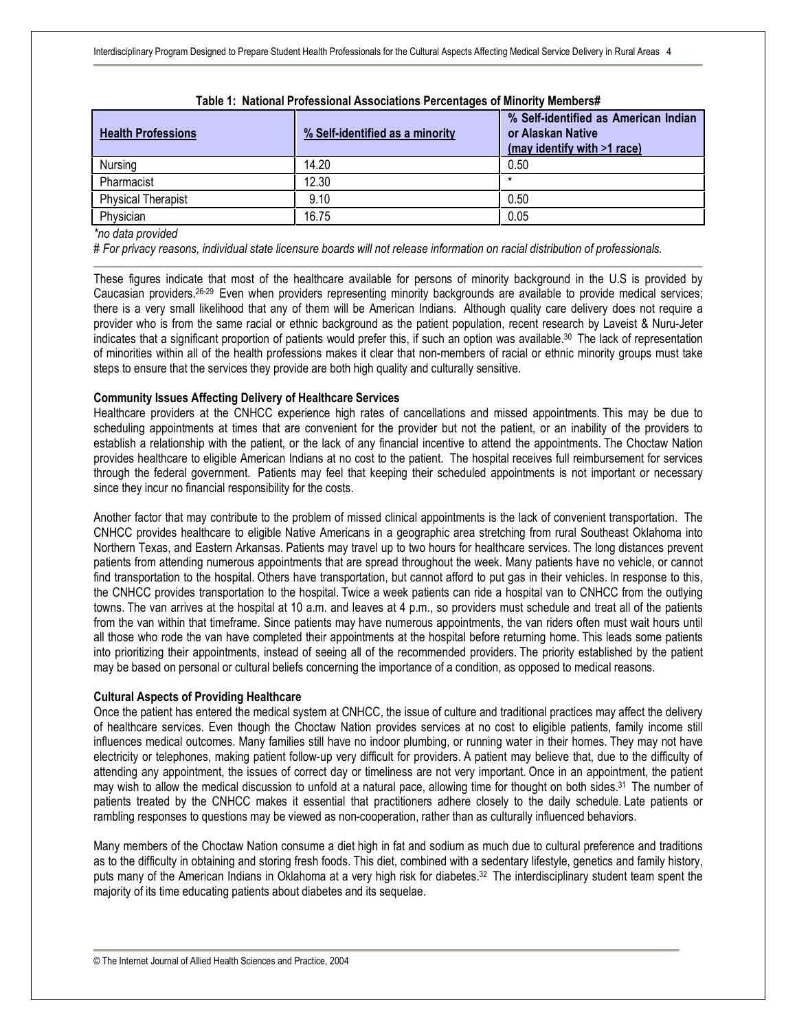**Table 1: National Professional Associations Percentages of Minority Members#**

| Health Professions | % Self-identified as a minority | % Self-identified as American Indian or Alaskan Native (may identify with >1 race) |
|---|---|---|
| Nursing | 14.20 | 0.50 |
| Pharmacist | 12.30 | * |
| Physical Therapist | 9.10 | 0.50 |
| Physician | 16.75 | 0.05 |

*\*no data provided*

*# For privacy reasons, individual state licensure boards will not release information on racial distribution of professionals.*

These figures indicate that most of the healthcare available for persons of minority background in the U.S is provided by Caucasian providers.[26-29] Even when providers representing minority backgrounds are available to provide medical services; there is a very small likelihood that any of them will be American Indians. Although quality care delivery does not require a provider who is from the same racial or ethnic background as the patient population, recent research by Laveist & Nuru-Jeter indicates that a significant proportion of patients would prefer this, if such an option was available.[30] The lack of representation of minorities within all of the health professions makes it clear that non-members of racial or ethnic minority groups must take steps to ensure that the services they provide are both high quality and culturally sensitive.

**Community Issues Affecting Delivery of Healthcare Services**

Healthcare providers at the CNHCC experience high rates of cancellations and missed appointments. This may be due to scheduling appointments at times that are convenient for the provider but not the patient, or an inability of the providers to establish a relationship with the patient, or the lack of any financial incentive to attend the appointments. The Choctaw Nation provides healthcare to eligible American Indians at no cost to the patient. The hospital receives full reimbursement for services through the federal government. Patients may feel that keeping their scheduled appointments is not important or necessary since they incur no financial responsibility for the costs.

Another factor that may contribute to the problem of missed clinical appointments is the lack of convenient transportation. The CNHCC provides healthcare to eligible Native Americans in a geographic area stretching from rural Southeast Oklahoma into Northern Texas, and Eastern Arkansas. Patients may travel up to two hours for healthcare services. The long distances prevent patients from attending numerous appointments that are spread throughout the week. Many patients have no vehicle, or cannot find transportation to the hospital. Others have transportation, but cannot afford to put gas in their vehicles. In response to this, the CNHCC provides transportation to the hospital. Twice a week patients can ride a hospital van to CNHCC from the outlying towns. The van arrives at the hospital at 10 a.m. and leaves at 4 p.m., so providers must schedule and treat all of the patients from the van within that timeframe. Since patients may have numerous appointments, the van riders often must wait hours until all those who rode the van have completed their appointments at the hospital before returning home. This leads some patients into prioritizing their appointments, instead of seeing all of the recommended providers. The priority established by the patient may be based on personal or cultural beliefs concerning the importance of a condition, as opposed to medical reasons.

**Cultural Aspects of Providing Healthcare**

Once the patient has entered the medical system at CNHCC, the issue of culture and traditional practices may affect the delivery of healthcare services. Even though the Choctaw Nation provides services at no cost to eligible patients, family income still influences medical outcomes. Many families still have no indoor plumbing, or running water in their homes. They may not have electricity or telephones, making patient follow-up very difficult for providers. A patient may believe that, due to the difficulty of attending any appointment, the issues of correct day or timeliness are not very important. Once in an appointment, the patient may wish to allow the medical discussion to unfold at a natural pace, allowing time for thought on both sides.[31] The number of patients treated by the CNHCC makes it essential that practitioners adhere closely to the daily schedule. Late patients or rambling responses to questions may be viewed as non-cooperation, rather than as culturally influenced behaviors.

Many members of the Choctaw Nation consume a diet high in fat and sodium as much due to cultural preference and traditions as to the difficulty in obtaining and storing fresh foods. This diet, combined with a sedentary lifestyle, genetics and family history, puts many of the American Indians in Oklahoma at a very high risk for diabetes.[32] The interdisciplinary student team spent the majority of its time educating patients about diabetes and its sequelae.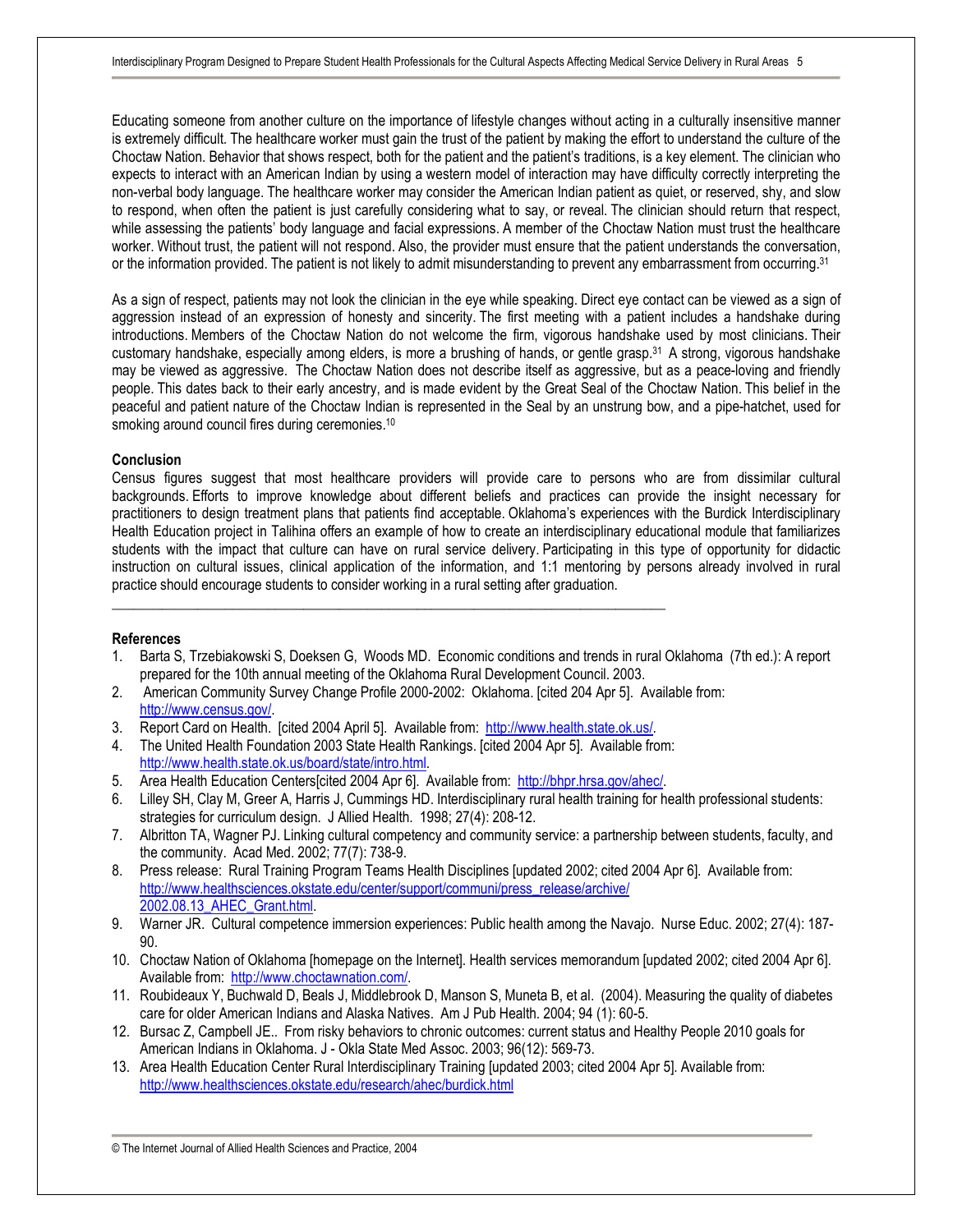Educating someone from another culture on the importance of lifestyle changes without acting in a culturally insensitive manner is extremely difficult. The healthcare worker must gain the trust of the patient by making the effort to understand the culture of the Choctaw Nation. Behavior that shows respect, both for the patient and the patient's traditions, is a key element. The clinician who expects to interact with an American Indian by using a western model of interaction may have difficulty correctly interpreting the non-verbal body language. The healthcare worker may consider the American Indian patient as quiet, or reserved, shy, and slow to respond, when often the patient is just carefully considering what to say, or reveal. The clinician should return that respect, while assessing the patients' body language and facial expressions. A member of the Choctaw Nation must trust the healthcare worker. Without trust, the patient will not respond. Also, the provider must ensure that the patient understands the conversation, or the information provided. The patient is not likely to admit misunderstanding to prevent any embarrassment from occurring.[31]

As a sign of respect, patients may not look the clinician in the eye while speaking. Direct eye contact can be viewed as a sign of aggression instead of an expression of honesty and sincerity. The first meeting with a patient includes a handshake during introductions. Members of the Choctaw Nation do not welcome the firm, vigorous handshake used by most clinicians. Their customary handshake, especially among elders, is more a brushing of hands, or gentle grasp.[31] A strong, vigorous handshake may be viewed as aggressive. The Choctaw Nation does not describe itself as aggressive, but as a peace-loving and friendly people. This dates back to their early ancestry, and is made evident by the Great Seal of the Choctaw Nation. This belief in the peaceful and patient nature of the Choctaw Indian is represented in the Seal by an unstrung bow, and a pipe-hatchet, used for smoking around council fires during ceremonies.[10]

**Conclusion**

Census figures suggest that most healthcare providers will provide care to persons who are from dissimilar cultural backgrounds. Efforts to improve knowledge about different beliefs and practices can provide the insight necessary for practitioners to design treatment plans that patients find acceptable. Oklahoma's experiences with the Burdick Interdisciplinary Health Education project in Talihina offers an example of how to create an interdisciplinary educational module that familiarizes students with the impact that culture can have on rural service delivery. Participating in this type of opportunity for didactic instruction on cultural issues, clinical application of the information, and 1:1 mentoring by persons already involved in rural practice should encourage students to consider working in a rural setting after graduation.

---

**References**

1. Barta S, Trzebiakowski S, Doeksen G, Woods MD. Economic conditions and trends in rural Oklahoma (7th ed.): A report prepared for the 10th annual meeting of the Oklahoma Rural Development Council. 2003.
2. American Community Survey Change Profile 2000-2002: Oklahoma. [cited 204 Apr 5]. Available from: http://www.census.gov/.
3. Report Card on Health. [cited 2004 April 5]. Available from: http://www.health.state.ok.us/.
4. The United Health Foundation 2003 State Health Rankings. [cited 2004 Apr 5]. Available from: http://www.health.state.ok.us/board/state/intro.html.
5. Area Health Education Centers[cited 2004 Apr 6]. Available from: http://bhpr.hrsa.gov/ahec/.
6. Lilley SH, Clay M, Greer A, Harris J, Cummings HD. Interdisciplinary rural health training for health professional students: strategies for curriculum design. J Allied Health. 1998; 27(4): 208-12.
7. Albritton TA, Wagner PJ. Linking cultural competency and community service: a partnership between students, faculty, and the community. Acad Med. 2002; 77(7): 738-9.
8. Press release: Rural Training Program Teams Health Disciplines [updated 2002; cited 2004 Apr 6]. Available from: http://www.healthsciences.okstate.edu/center/support/communi/press_release/archive/2002.08.13_AHEC_Grant.html.
9. Warner JR. Cultural competence immersion experiences: Public health among the Navajo. Nurse Educ. 2002; 27(4): 187-90.
10. Choctaw Nation of Oklahoma [homepage on the Internet]. Health services memorandum [updated 2002; cited 2004 Apr 6]. Available from: http://www.choctawnation.com/.
11. Roubideaux Y, Buchwald D, Beals J, Middlebrook D, Manson S, Muneta B, et al. (2004). Measuring the quality of diabetes care for older American Indians and Alaska Natives. Am J Pub Health. 2004; 94 (1): 60-5.
12. Bursac Z, Campbell JE.. From risky behaviors to chronic outcomes: current status and Healthy People 2010 goals for American Indians in Oklahoma. J - Okla State Med Assoc. 2003; 96(12): 569-73.
13. Area Health Education Center Rural Interdisciplinary Training [updated 2003; cited 2004 Apr 5]. Available from: http://www.healthsciences.okstate.edu/research/ahec/burdick.html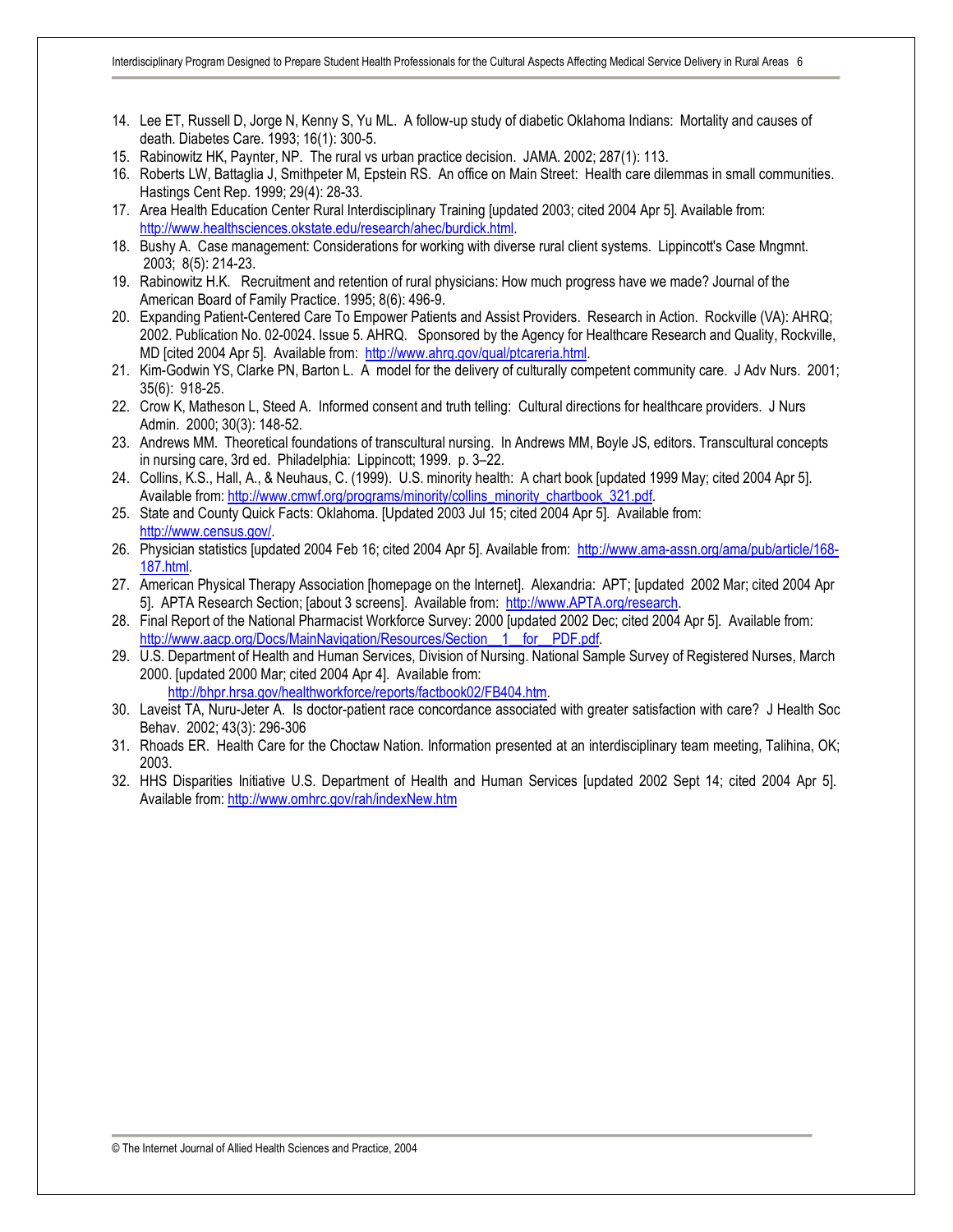14. Lee ET, Russell D, Jorge N, Kenny S, Yu ML. A follow-up study of diabetic Oklahoma Indians: Mortality and causes of death. Diabetes Care. 1993; 16(1): 300-5.
15. Rabinowitz HK, Paynter, NP. The rural vs urban practice decision. JAMA. 2002; 287(1): 113.
16. Roberts LW, Battaglia J, Smithpeter M, Epstein RS. An office on Main Street: Health care dilemmas in small communities. Hastings Cent Rep. 1999; 29(4): 28-33.
17. Area Health Education Center Rural Interdisciplinary Training [updated 2003; cited 2004 Apr 5]. Available from: http://www.healthsciences.okstate.edu/research/ahec/burdick.html.
18. Bushy A. Case management: Considerations for working with diverse rural client systems. Lippincott's Case Mngmnt. 2003; 8(5): 214-23.
19. Rabinowitz H.K. Recruitment and retention of rural physicians: How much progress have we made? Journal of the American Board of Family Practice. 1995; 8(6): 496-9.
20. Expanding Patient-Centered Care To Empower Patients and Assist Providers. Research in Action. Rockville (VA): AHRQ; 2002. Publication No. 02-0024. Issue 5. AHRQ. Sponsored by the Agency for Healthcare Research and Quality, Rockville, MD [cited 2004 Apr 5]. Available from: http://www.ahrq.gov/qual/ptcareria.html.
21. Kim-Godwin YS, Clarke PN, Barton L. A model for the delivery of culturally competent community care. J Adv Nurs. 2001; 35(6): 918-25.
22. Crow K, Matheson L, Steed A. Informed consent and truth telling: Cultural directions for healthcare providers. J Nurs Admin. 2000; 30(3): 148-52.
23. Andrews MM. Theoretical foundations of transcultural nursing. In Andrews MM, Boyle JS, editors. Transcultural concepts in nursing care, 3rd ed. Philadelphia: Lippincott; 1999. p. 3–22.
24. Collins, K.S., Hall, A., & Neuhaus, C. (1999). U.S. minority health: A chart book [updated 1999 May; cited 2004 Apr 5]. Available from: http://www.cmwf.org/programs/minority/collins_minority_chartbook_321.pdf.
25. State and County Quick Facts: Oklahoma. [Updated 2003 Jul 15; cited 2004 Apr 5]. Available from: http://www.census.gov/.
26. Physician statistics [updated 2004 Feb 16; cited 2004 Apr 5]. Available from: http://www.ama-assn.org/ama/pub/article/168-187.html.
27. American Physical Therapy Association [homepage on the Internet]. Alexandria: APT; [updated 2002 Mar; cited 2004 Apr 5]. APTA Research Section; [about 3 screens]. Available from: http://www.APTA.org/research.
28. Final Report of the National Pharmacist Workforce Survey: 2000 [updated 2002 Dec; cited 2004 Apr 5]. Available from: http://www.aacp.org/Docs/MainNavigation/Resources/Section__1__for__PDF.pdf.
29. U.S. Department of Health and Human Services, Division of Nursing. National Sample Survey of Registered Nurses, March 2000. [updated 2000 Mar; cited 2004 Apr 4]. Available from: http://bhpr.hrsa.gov/healthworkforce/reports/factbook02/FB404.htm.
30. Laveist TA, Nuru-Jeter A. Is doctor-patient race concordance associated with greater satisfaction with care? J Health Soc Behav. 2002; 43(3): 296-306
31. Rhoads ER. Health Care for the Choctaw Nation. Information presented at an interdisciplinary team meeting, Talihina, OK; 2003.
32. HHS Disparities Initiative U.S. Department of Health and Human Services [updated 2002 Sept 14; cited 2004 Apr 5]. Available from: http://www.omhrc.gov/rah/indexNew.htm